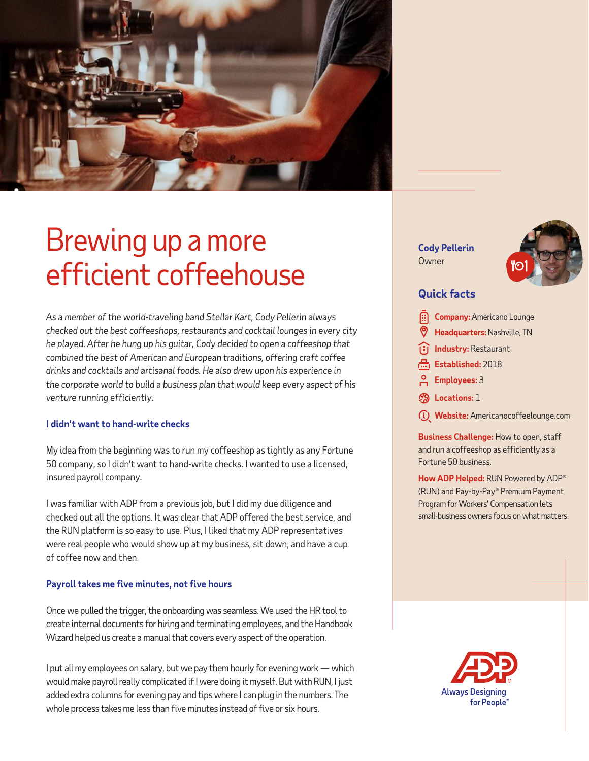# Brewing up a more efficient coffeehouse

*As a member of the world-traveling band Stellar Kart, Cody Pellerin always checked out the best coffeeshops, restaurants and cocktail lounges in every city he played. After he hung up his guitar, Cody decided to open a coffeeshop that combined the best of American and European traditions, offering craft coffee drinks and cocktails and artisanal foods. He also drew upon his experience in the corporate world to build a business plan that would keep every aspect of his venture running efficiently.*

### I didn't want to hand-write checks

My idea from the beginning was to run my coffeeshop as tightly as any Fortune 50 company, so I didn't want to hand-write checks. I wanted to use a licensed, insured payroll company.

I was familiar with ADP from a previous job, but I did my due diligence and checked out all the options. It was clear that ADP offered the best service, and the RUN platform is so easy to use. Plus, I liked that my ADP representatives were real people who would show up at my business, sit down, and have a cup of coffee now and then.

### Payroll takes me five minutes, not five hours

Once we pulled the trigger, the onboarding was seamless. We used the HR tool to create internal documents for hiring and terminating employees, and the Handbook Wizard helped us create a manual that covers every aspect of the operation.

I put all my employees on salary, but we pay them hourly for evening work — which would make payroll really complicated if I were doing it myself. But with RUN, I just added extra columns for evening pay and tips where I can plug in the numbers. The whole process takes me less than five minutes instead of five or six hours.

**Cody Pellerin**
Owner

## Quick facts

- **Company:** Americano Lounge
- **Headquarters:** Nashville, TN
- **Industry:** Restaurant
- **Established:** 2018
- **Employees:** 3
- **Locations:** 1
- **Website:** Americanocoffeelounge.com

**Business Challenge:** How to open, staff and run a coffeeshop as efficiently as a Fortune 50 business.

**How ADP Helped:** RUN Powered by ADP® (RUN) and Pay-by-Pay® Premium Payment Program for Workers' Compensation lets small-business owners focus on what matters.

ADP® Always Designing for People™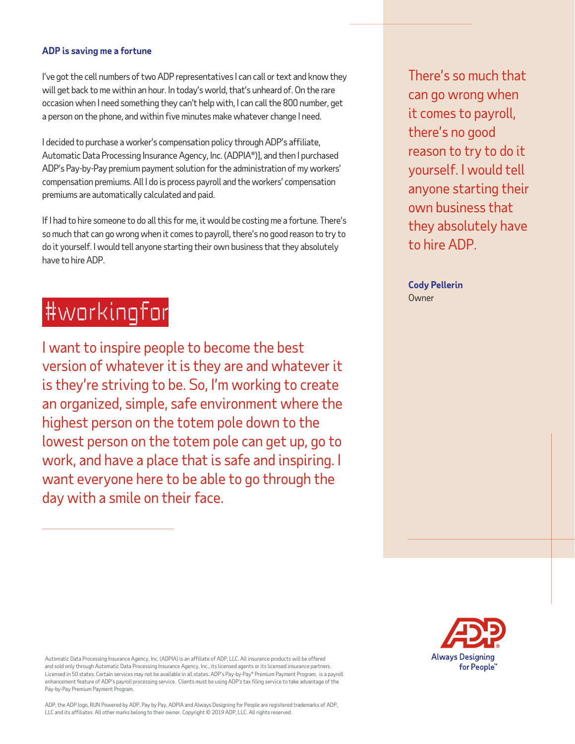### ADP is saving me a fortune

I've got the cell numbers of two ADP representatives I can call or text and know they will get back to me within an hour. In today's world, that's unheard of. On the rare occasion when I need something they can't help with, I can call the 800 number, get a person on the phone, and within five minutes make whatever change I need.

I decided to purchase a worker's compensation policy through ADP's affiliate, Automatic Data Processing Insurance Agency, Inc. (ADPIA®)], and then I purchased ADP's Pay-by-Pay premium payment solution for the administration of my workers' compensation premiums. All I do is process payroll and the workers' compensation premiums are automatically calculated and paid.

If I had to hire someone to do all this for me, it would be costing me a fortune. There's so much that can go wrong when it comes to payroll, there's no good reason to try to do it yourself. I would tell anyone starting their own business that they absolutely have to hire ADP.

## #workingfor

I want to inspire people to become the best version of whatever it is they are and whatever it is they're striving to be. So, I'm working to create an organized, simple, safe environment where the highest person on the totem pole down to the lowest person on the totem pole can get up, go to work, and have a place that is safe and inspiring. I want everyone here to be able to go through the day with a smile on their face.

> There's so much that can go wrong when it comes to payroll, there's no good reason to try to do it yourself. I would tell anyone starting their own business that they absolutely have to hire ADP.

**Cody Pellerin**
Owner

ADP
Always Designing for People™

Automatic Data Processing Insurance Agency, Inc. (ADPIA) is an affiliate of ADP, LLC. All insurance products will be offered and sold only through Automatic Data Processing Insurance Agency, Inc., its licensed agents or its licensed insurance partners. Licensed in 50 states. Certain services may not be available in all states. ADP's Pay-by-Pay® Premium Payment Program, is a payroll enhancement feature of ADP's payroll processing service. Clients must be using ADP's tax filing service to take advantage of the Pay-by-Pay Premium Payment Program.

ADP, the ADP logo, RUN Powered by ADP, Pay by Pay, ADPIA and Always Designing for People are registered trademarks of ADP, LLC and its affiliates. All other marks belong to their owner. Copyright © 2019 ADP, LLC. All rights reserved.